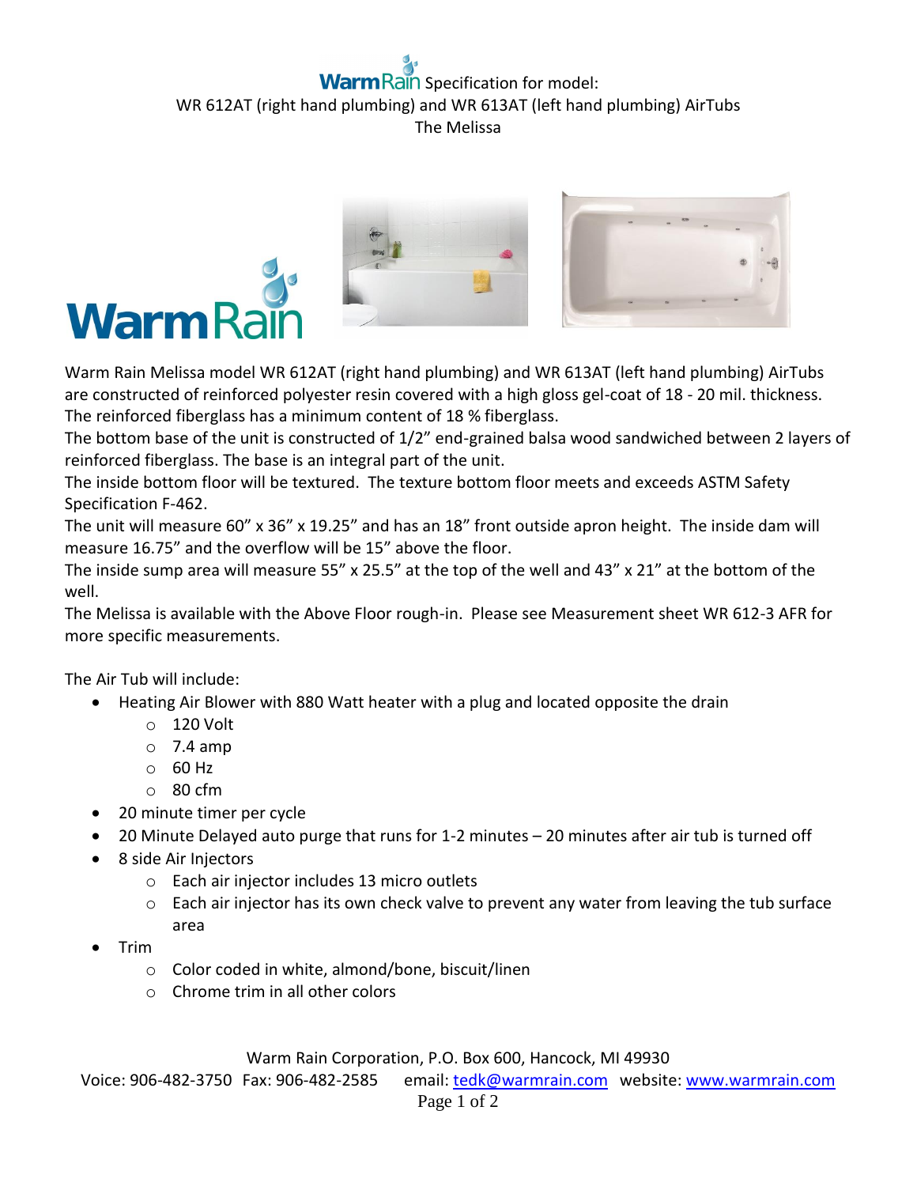# WarmRain Specification for model:

## WR 612AT (right hand plumbing) and WR 613AT (left hand plumbing) AirTubs

## The Melissa

Warm Rain Melissa model WR 612AT (right hand plumbing) and WR 613AT (left hand plumbing) AirTubs are constructed of reinforced polyester resin covered with a high gloss gel-coat of 18 - 20 mil. thickness. The reinforced fiberglass has a minimum content of 18 % fiberglass.

The bottom base of the unit is constructed of 1/2" end-grained balsa wood sandwiched between 2 layers of reinforced fiberglass. The base is an integral part of the unit.

The inside bottom floor will be textured. The texture bottom floor meets and exceeds ASTM Safety Specification F-462.

The unit will measure 60" x 36" x 19.25" and has an 18" front outside apron height. The inside dam will measure 16.75" and the overflow will be 15" above the floor.

The inside sump area will measure 55" x 25.5" at the top of the well and 43" x 21" at the bottom of the well.

The Melissa is available with the Above Floor rough-in. Please see Measurement sheet WR 612-3 AFR for more specific measurements.

The Air Tub will include:

- Heating Air Blower with 880 Watt heater with a plug and located opposite the drain
  - 120 Volt
  - 7.4 amp
  - 60 Hz
  - 80 cfm
- 20 minute timer per cycle
- 20 Minute Delayed auto purge that runs for 1-2 minutes – 20 minutes after air tub is turned off
- 8 side Air Injectors
  - Each air injector includes 13 micro outlets
  - Each air injector has its own check valve to prevent any water from leaving the tub surface area
- Trim
  - Color coded in white, almond/bone, biscuit/linen
  - Chrome trim in all other colors

Warm Rain Corporation, P.O. Box 600, Hancock, MI 49930

Voice: 906-482-3750 Fax: 906-482-2585 email: tedk@warmrain.com website: www.warmrain.com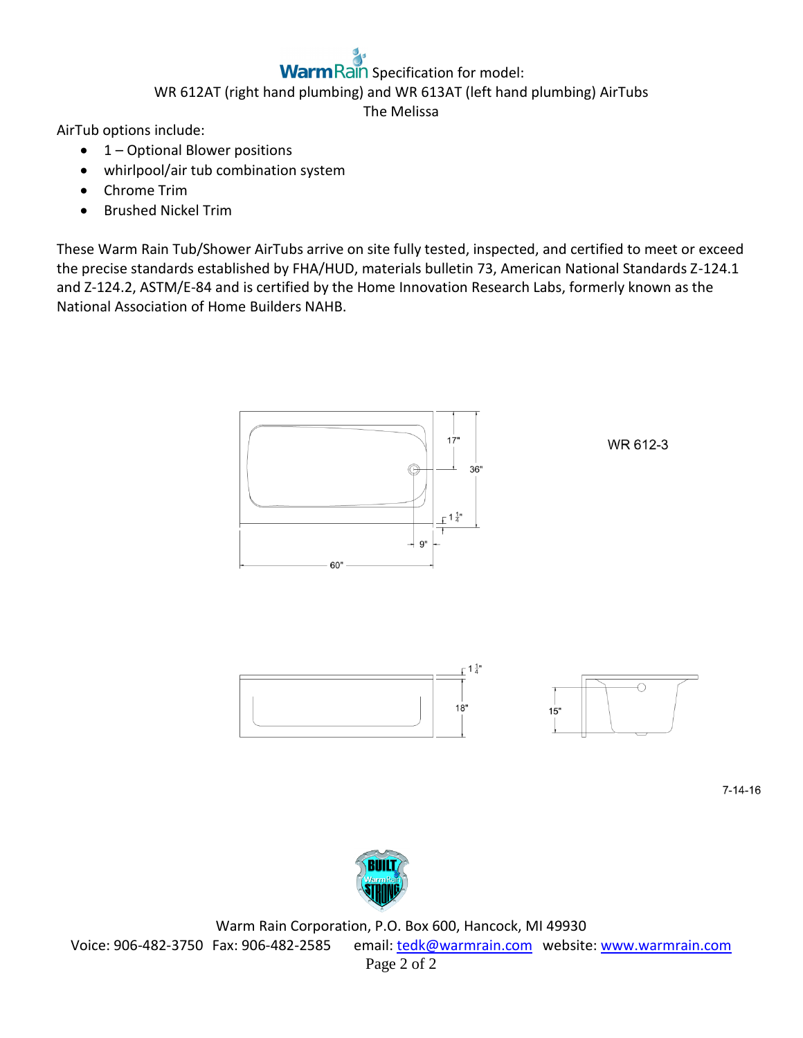# WarmRain Specification for model:

WR 612AT (right hand plumbing) and WR 613AT (left hand plumbing) AirTubs

The Melissa

AirTub options include:

- 1 – Optional Blower positions
- whirlpool/air tub combination system
- Chrome Trim
- Brushed Nickel Trim

These Warm Rain Tub/Shower AirTubs arrive on site fully tested, inspected, and certified to meet or exceed the precise standards established by FHA/HUD, materials bulletin 73, American National Standards Z-124.1 and Z-124.2, ASTM/E-84 and is certified by the Home Innovation Research Labs, formerly known as the National Association of Home Builders NAHB.

17"

36"

1 1/4"

9"

60"

WR 612-3

1 1/4"

18"

15"

7-14-16

BUILT WarmRain STRONG

Warm Rain Corporation, P.O. Box 600, Hancock, MI 49930

Voice: 906-482-3750 Fax: 906-482-2585 email: tedk@warmrain.com website: www.warmrain.com